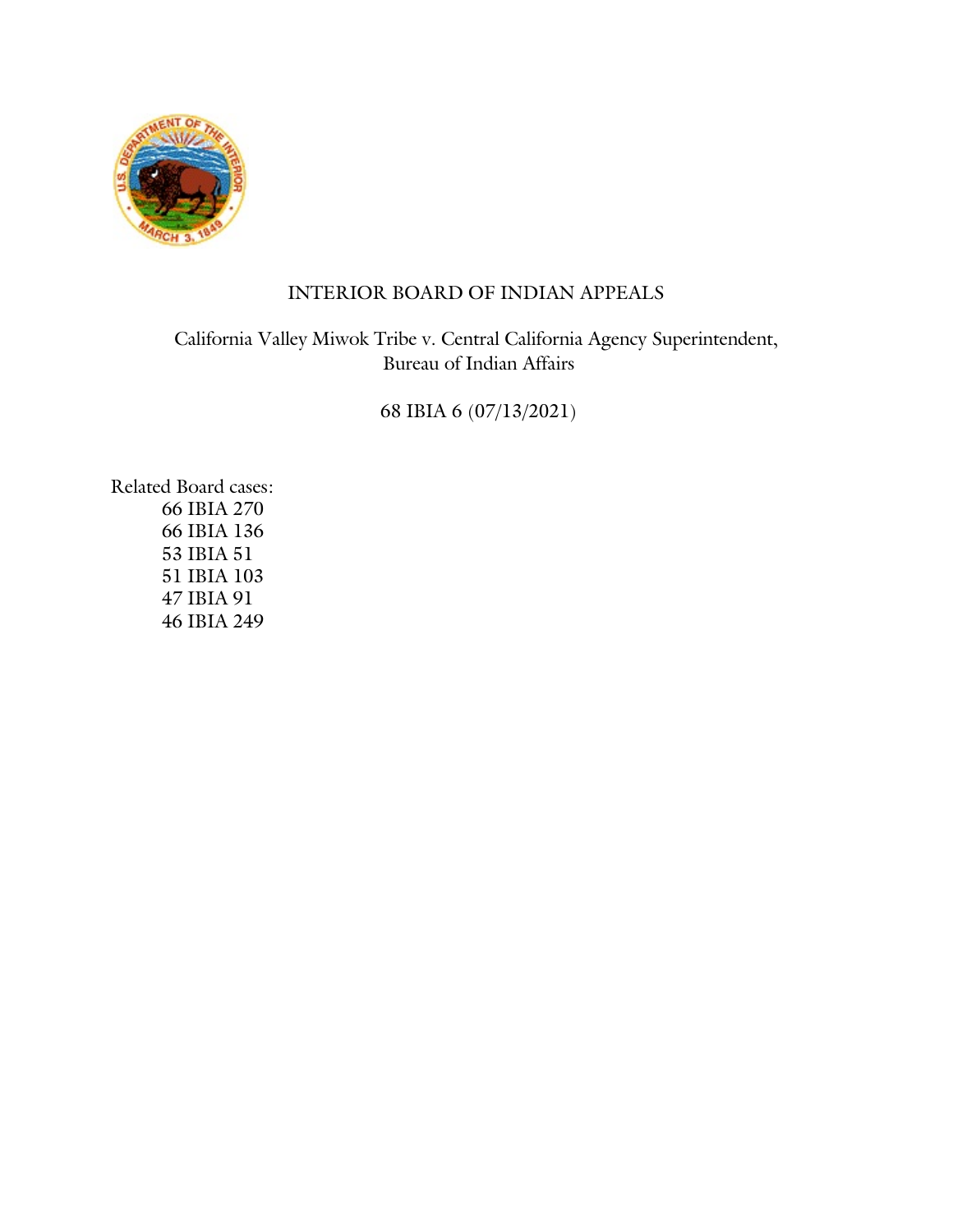INTERIOR BOARD OF INDIAN APPEALS

California Valley Miwok Tribe v. Central California Agency Superintendent, Bureau of Indian Affairs

68 IBIA 6 (07/13/2021)

Related Board cases:

- 66 IBIA 270
- 66 IBIA 136
- 53 IBIA 51
- 51 IBIA 103
- 47 IBIA 91
- 46 IBIA 249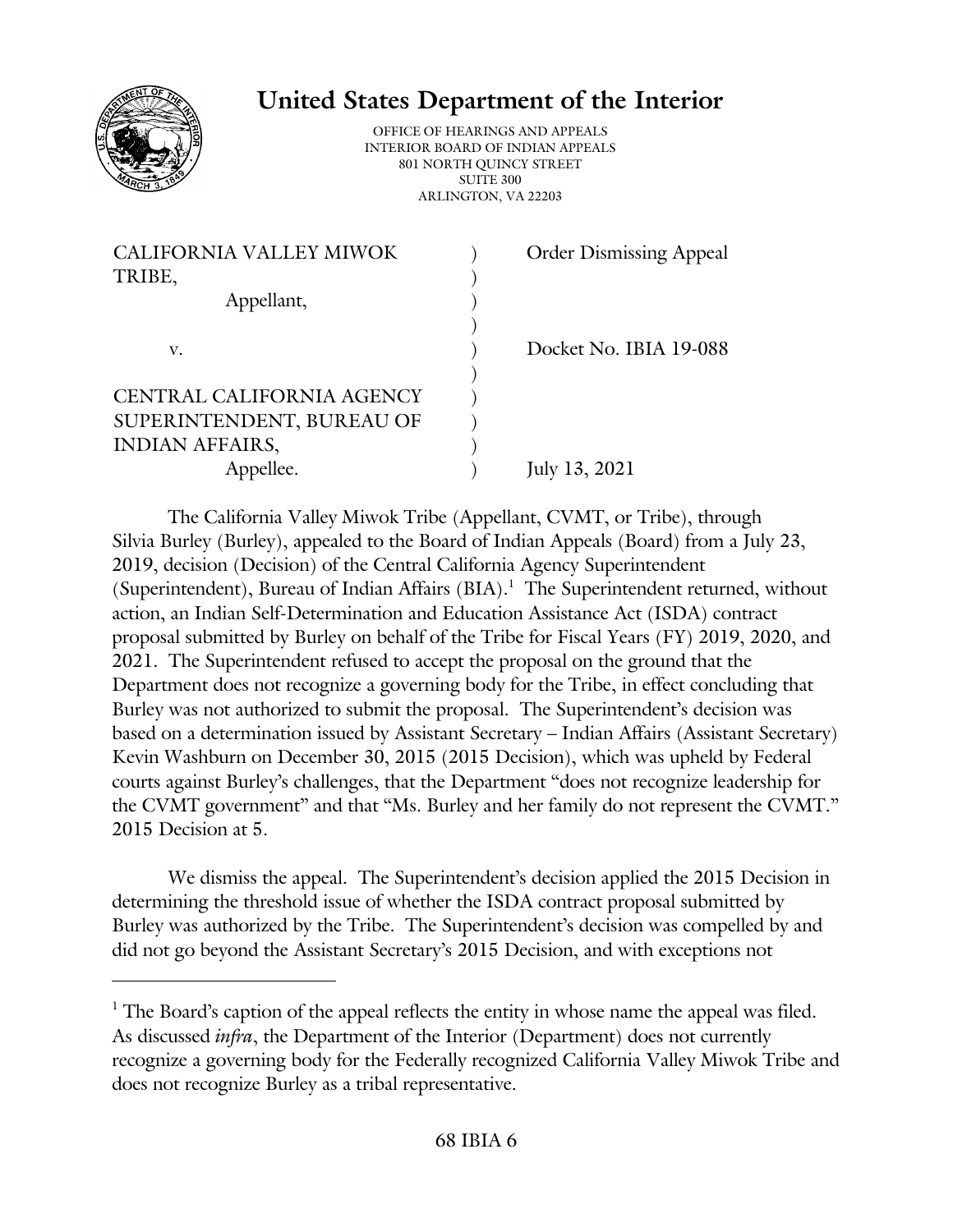# United States Department of the Interior

OFFICE OF HEARINGS AND APPEALS
INTERIOR BOARD OF INDIAN APPEALS
801 NORTH QUINCY STREET
SUITE 300
ARLINGTON, VA 22203

| | | |
|---|---|---|
| CALIFORNIA VALLEY MIWOK TRIBE, Appellant, | ) | Order Dismissing Appeal |
| v. | ) | Docket No. IBIA 19-088 |
| CENTRAL CALIFORNIA AGENCY SUPERINTENDENT, BUREAU OF INDIAN AFFAIRS, Appellee. | ) | July 13, 2021 |

The California Valley Miwok Tribe (Appellant, CVMT, or Tribe), through Silvia Burley (Burley), appealed to the Board of Indian Appeals (Board) from a July 23, 2019, decision (Decision) of the Central California Agency Superintendent (Superintendent), Bureau of Indian Affairs (BIA).[1] The Superintendent returned, without action, an Indian Self-Determination and Education Assistance Act (ISDA) contract proposal submitted by Burley on behalf of the Tribe for Fiscal Years (FY) 2019, 2020, and 2021. The Superintendent refused to accept the proposal on the ground that the Department does not recognize a governing body for the Tribe, in effect concluding that Burley was not authorized to submit the proposal. The Superintendent's decision was based on a determination issued by Assistant Secretary – Indian Affairs (Assistant Secretary) Kevin Washburn on December 30, 2015 (2015 Decision), which was upheld by Federal courts against Burley's challenges, that the Department "does not recognize leadership for the CVMT government" and that "Ms. Burley and her family do not represent the CVMT." 2015 Decision at 5.

We dismiss the appeal. The Superintendent's decision applied the 2015 Decision in determining the threshold issue of whether the ISDA contract proposal submitted by Burley was authorized by the Tribe. The Superintendent's decision was compelled by and did not go beyond the Assistant Secretary's 2015 Decision, and with exceptions not

[1] The Board's caption of the appeal reflects the entity in whose name the appeal was filed. As discussed *infra*, the Department of the Interior (Department) does not currently recognize a governing body for the Federally recognized California Valley Miwok Tribe and does not recognize Burley as a tribal representative.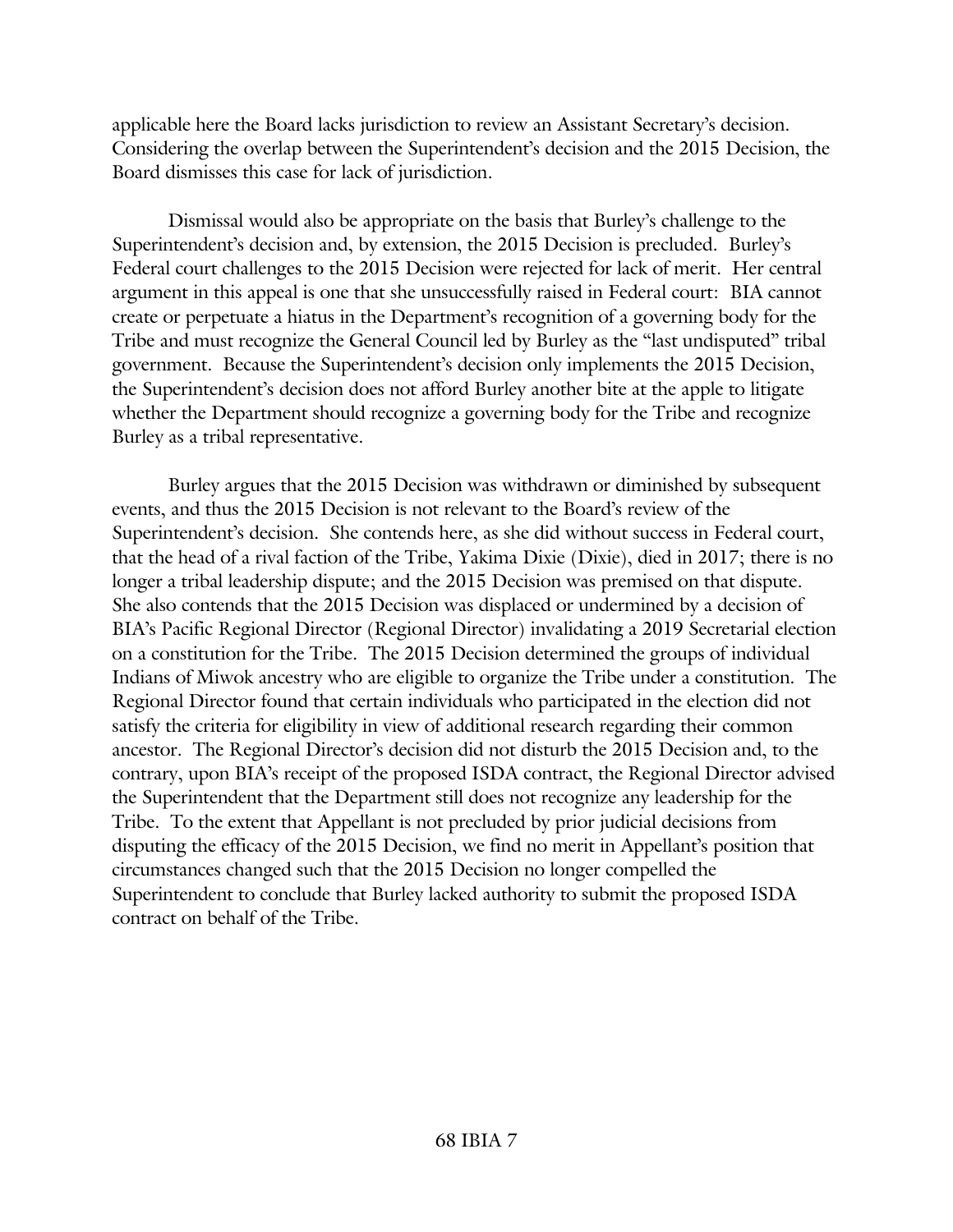applicable here the Board lacks jurisdiction to review an Assistant Secretary's decision. Considering the overlap between the Superintendent's decision and the 2015 Decision, the Board dismisses this case for lack of jurisdiction.

Dismissal would also be appropriate on the basis that Burley's challenge to the Superintendent's decision and, by extension, the 2015 Decision is precluded. Burley's Federal court challenges to the 2015 Decision were rejected for lack of merit. Her central argument in this appeal is one that she unsuccessfully raised in Federal court: BIA cannot create or perpetuate a hiatus in the Department's recognition of a governing body for the Tribe and must recognize the General Council led by Burley as the "last undisputed" tribal government. Because the Superintendent's decision only implements the 2015 Decision, the Superintendent's decision does not afford Burley another bite at the apple to litigate whether the Department should recognize a governing body for the Tribe and recognize Burley as a tribal representative.

Burley argues that the 2015 Decision was withdrawn or diminished by subsequent events, and thus the 2015 Decision is not relevant to the Board's review of the Superintendent's decision. She contends here, as she did without success in Federal court, that the head of a rival faction of the Tribe, Yakima Dixie (Dixie), died in 2017; there is no longer a tribal leadership dispute; and the 2015 Decision was premised on that dispute. She also contends that the 2015 Decision was displaced or undermined by a decision of BIA's Pacific Regional Director (Regional Director) invalidating a 2019 Secretarial election on a constitution for the Tribe. The 2015 Decision determined the groups of individual Indians of Miwok ancestry who are eligible to organize the Tribe under a constitution. The Regional Director found that certain individuals who participated in the election did not satisfy the criteria for eligibility in view of additional research regarding their common ancestor. The Regional Director's decision did not disturb the 2015 Decision and, to the contrary, upon BIA's receipt of the proposed ISDA contract, the Regional Director advised the Superintendent that the Department still does not recognize any leadership for the Tribe. To the extent that Appellant is not precluded by prior judicial decisions from disputing the efficacy of the 2015 Decision, we find no merit in Appellant's position that circumstances changed such that the 2015 Decision no longer compelled the Superintendent to conclude that Burley lacked authority to submit the proposed ISDA contract on behalf of the Tribe.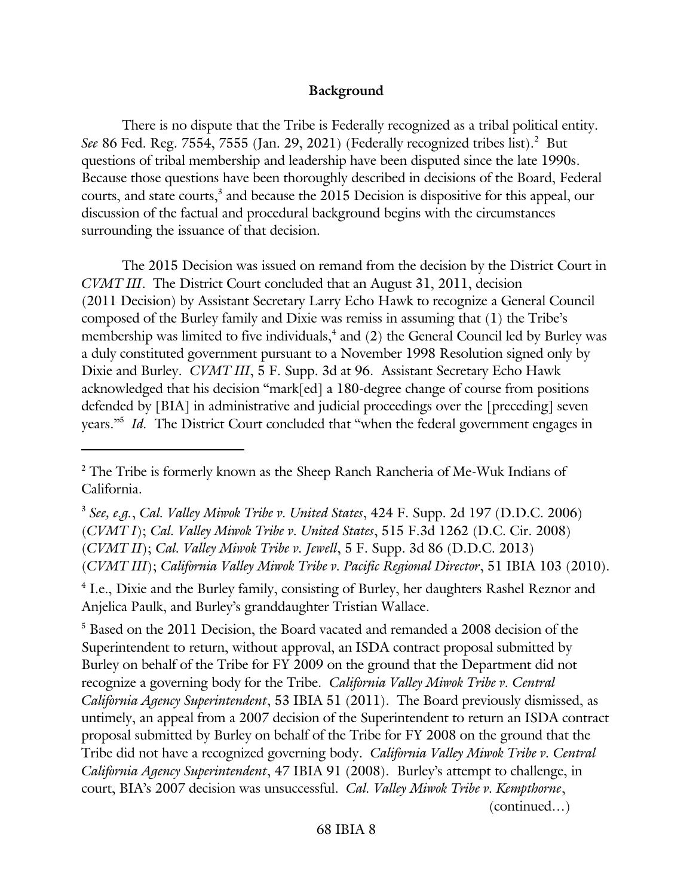## Background

There is no dispute that the Tribe is Federally recognized as a tribal political entity. *See* 86 Fed. Reg. 7554, 7555 (Jan. 29, 2021) (Federally recognized tribes list).[2] But questions of tribal membership and leadership have been disputed since the late 1990s. Because those questions have been thoroughly described in decisions of the Board, Federal courts, and state courts,[3] and because the 2015 Decision is dispositive for this appeal, our discussion of the factual and procedural background begins with the circumstances surrounding the issuance of that decision.

The 2015 Decision was issued on remand from the decision by the District Court in *CVMT III*. The District Court concluded that an August 31, 2011, decision (2011 Decision) by Assistant Secretary Larry Echo Hawk to recognize a General Council composed of the Burley family and Dixie was remiss in assuming that (1) the Tribe's membership was limited to five individuals,[4] and (2) the General Council led by Burley was a duly constituted government pursuant to a November 1998 Resolution signed only by Dixie and Burley. *CVMT III*, 5 F. Supp. 3d at 96. Assistant Secretary Echo Hawk acknowledged that his decision "mark[ed] a 180-degree change of course from positions defended by [BIA] in administrative and judicial proceedings over the [preceding] seven years."[5] *Id.* The District Court concluded that "when the federal government engages in

---

[2] The Tribe is formerly known as the Sheep Ranch Rancheria of Me-Wuk Indians of California.

[3] *See, e.g.*, *Cal. Valley Miwok Tribe v. United States*, 424 F. Supp. 2d 197 (D.D.C. 2006) (*CVMT I*); *Cal. Valley Miwok Tribe v. United States*, 515 F.3d 1262 (D.C. Cir. 2008) (*CVMT II*); *Cal. Valley Miwok Tribe v. Jewell*, 5 F. Supp. 3d 86 (D.D.C. 2013) (*CVMT III*); *California Valley Miwok Tribe v. Pacific Regional Director*, 51 IBIA 103 (2010).

[4] I.e., Dixie and the Burley family, consisting of Burley, her daughters Rashel Reznor and Anjelica Paulk, and Burley's granddaughter Tristian Wallace.

[5] Based on the 2011 Decision, the Board vacated and remanded a 2008 decision of the Superintendent to return, without approval, an ISDA contract proposal submitted by Burley on behalf of the Tribe for FY 2009 on the ground that the Department did not recognize a governing body for the Tribe. *California Valley Miwok Tribe v. Central California Agency Superintendent*, 53 IBIA 51 (2011). The Board previously dismissed, as untimely, an appeal from a 2007 decision of the Superintendent to return an ISDA contract proposal submitted by Burley on behalf of the Tribe for FY 2008 on the ground that the Tribe did not have a recognized governing body. *California Valley Miwok Tribe v. Central California Agency Superintendent*, 47 IBIA 91 (2008). Burley's attempt to challenge, in court, BIA's 2007 decision was unsuccessful. *Cal. Valley Miwok Tribe v. Kempthorne*, (continued…)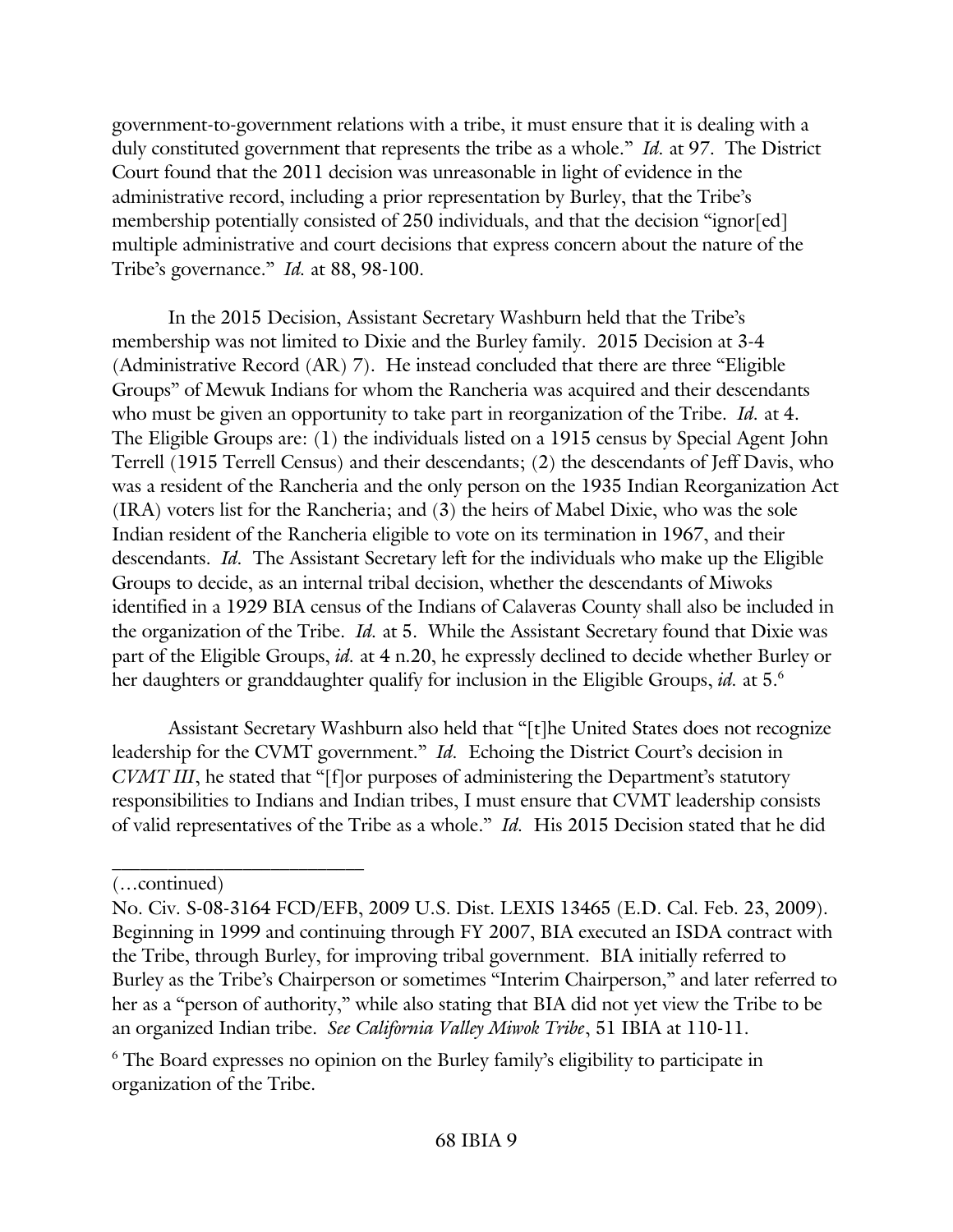government-to-government relations with a tribe, it must ensure that it is dealing with a duly constituted government that represents the tribe as a whole." *Id.* at 97. The District Court found that the 2011 decision was unreasonable in light of evidence in the administrative record, including a prior representation by Burley, that the Tribe's membership potentially consisted of 250 individuals, and that the decision "ignor[ed] multiple administrative and court decisions that express concern about the nature of the Tribe's governance." *Id.* at 88, 98-100.

In the 2015 Decision, Assistant Secretary Washburn held that the Tribe's membership was not limited to Dixie and the Burley family. 2015 Decision at 3-4 (Administrative Record (AR) 7). He instead concluded that there are three "Eligible Groups" of Mewuk Indians for whom the Rancheria was acquired and their descendants who must be given an opportunity to take part in reorganization of the Tribe. *Id.* at 4. The Eligible Groups are: (1) the individuals listed on a 1915 census by Special Agent John Terrell (1915 Terrell Census) and their descendants; (2) the descendants of Jeff Davis, who was a resident of the Rancheria and the only person on the 1935 Indian Reorganization Act (IRA) voters list for the Rancheria; and (3) the heirs of Mabel Dixie, who was the sole Indian resident of the Rancheria eligible to vote on its termination in 1967, and their descendants. *Id.* The Assistant Secretary left for the individuals who make up the Eligible Groups to decide, as an internal tribal decision, whether the descendants of Miwoks identified in a 1929 BIA census of the Indians of Calaveras County shall also be included in the organization of the Tribe. *Id.* at 5. While the Assistant Secretary found that Dixie was part of the Eligible Groups, *id.* at 4 n.20, he expressly declined to decide whether Burley or her daughters or granddaughter qualify for inclusion in the Eligible Groups, *id.* at 5.[6]

Assistant Secretary Washburn also held that "[t]he United States does not recognize leadership for the CVMT government." *Id.* Echoing the District Court's decision in *CVMT III*, he stated that "[f]or purposes of administering the Department's statutory responsibilities to Indians and Indian tribes, I must ensure that CVMT leadership consists of valid representatives of the Tribe as a whole." *Id.* His 2015 Decision stated that he did

---

(…continued)

No. Civ. S-08-3164 FCD/EFB, 2009 U.S. Dist. LEXIS 13465 (E.D. Cal. Feb. 23, 2009). Beginning in 1999 and continuing through FY 2007, BIA executed an ISDA contract with the Tribe, through Burley, for improving tribal government. BIA initially referred to Burley as the Tribe's Chairperson or sometimes "Interim Chairperson," and later referred to her as a "person of authority," while also stating that BIA did not yet view the Tribe to be an organized Indian tribe. *See California Valley Miwok Tribe*, 51 IBIA at 110-11.

[6] The Board expresses no opinion on the Burley family's eligibility to participate in organization of the Tribe.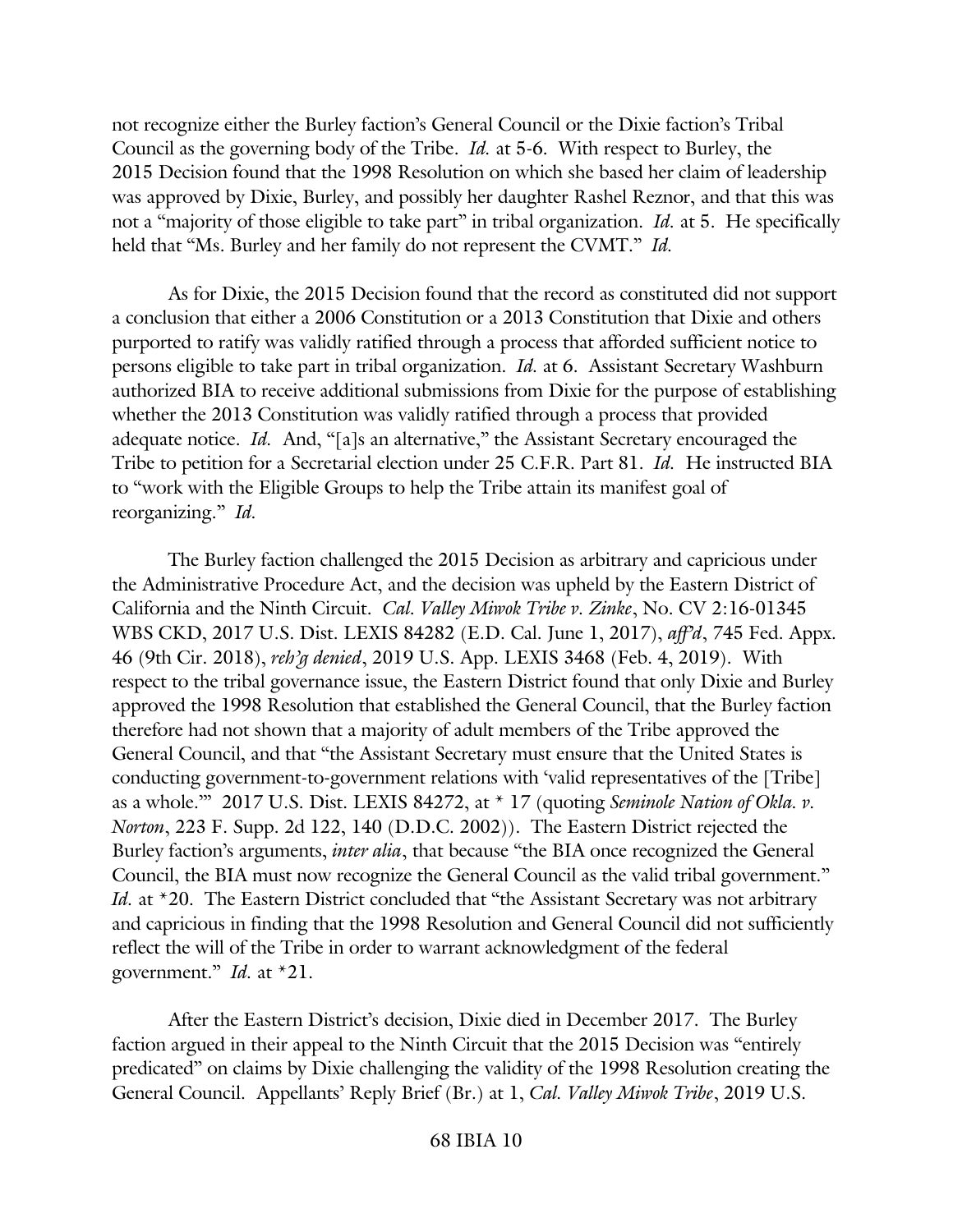not recognize either the Burley faction's General Council or the Dixie faction's Tribal Council as the governing body of the Tribe. *Id.* at 5-6. With respect to Burley, the 2015 Decision found that the 1998 Resolution on which she based her claim of leadership was approved by Dixie, Burley, and possibly her daughter Rashel Reznor, and that this was not a "majority of those eligible to take part" in tribal organization. *Id.* at 5. He specifically held that "Ms. Burley and her family do not represent the CVMT." *Id.*

As for Dixie, the 2015 Decision found that the record as constituted did not support a conclusion that either a 2006 Constitution or a 2013 Constitution that Dixie and others purported to ratify was validly ratified through a process that afforded sufficient notice to persons eligible to take part in tribal organization. *Id.* at 6. Assistant Secretary Washburn authorized BIA to receive additional submissions from Dixie for the purpose of establishing whether the 2013 Constitution was validly ratified through a process that provided adequate notice. *Id.* And, "[a]s an alternative," the Assistant Secretary encouraged the Tribe to petition for a Secretarial election under 25 C.F.R. Part 81. *Id.* He instructed BIA to "work with the Eligible Groups to help the Tribe attain its manifest goal of reorganizing." *Id.*

The Burley faction challenged the 2015 Decision as arbitrary and capricious under the Administrative Procedure Act, and the decision was upheld by the Eastern District of California and the Ninth Circuit. *Cal. Valley Miwok Tribe v. Zinke*, No. CV 2:16-01345 WBS CKD, 2017 U.S. Dist. LEXIS 84282 (E.D. Cal. June 1, 2017), *aff'd*, 745 Fed. Appx. 46 (9th Cir. 2018), *reh'g denied*, 2019 U.S. App. LEXIS 3468 (Feb. 4, 2019). With respect to the tribal governance issue, the Eastern District found that only Dixie and Burley approved the 1998 Resolution that established the General Council, that the Burley faction therefore had not shown that a majority of adult members of the Tribe approved the General Council, and that "the Assistant Secretary must ensure that the United States is conducting government-to-government relations with 'valid representatives of the [Tribe] as a whole.'" 2017 U.S. Dist. LEXIS 84272, at * 17 (quoting *Seminole Nation of Okla. v. Norton*, 223 F. Supp. 2d 122, 140 (D.D.C. 2002)). The Eastern District rejected the Burley faction's arguments, *inter alia*, that because "the BIA once recognized the General Council, the BIA must now recognize the General Council as the valid tribal government." *Id.* at *20. The Eastern District concluded that "the Assistant Secretary was not arbitrary and capricious in finding that the 1998 Resolution and General Council did not sufficiently reflect the will of the Tribe in order to warrant acknowledgment of the federal government." *Id.* at *21.

After the Eastern District's decision, Dixie died in December 2017. The Burley faction argued in their appeal to the Ninth Circuit that the 2015 Decision was "entirely predicated" on claims by Dixie challenging the validity of the 1998 Resolution creating the General Council. Appellants' Reply Brief (Br.) at 1, *Cal. Valley Miwok Tribe*, 2019 U.S.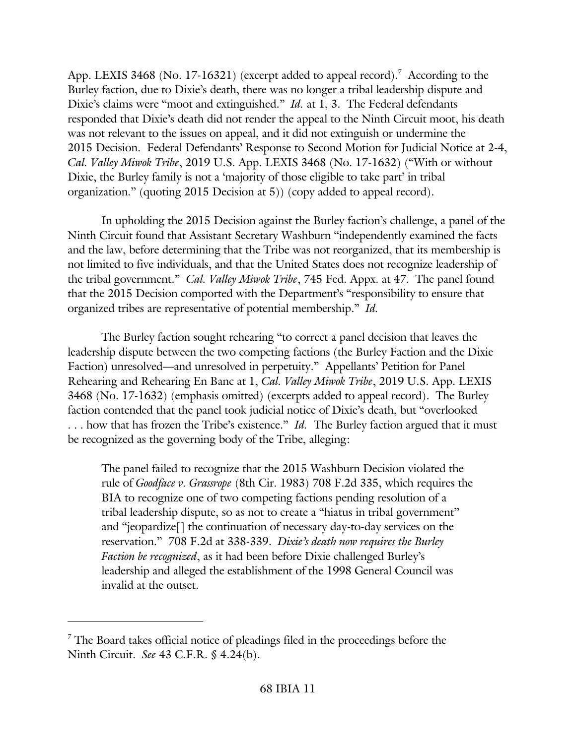App. LEXIS 3468 (No. 17-16321) (excerpt added to appeal record).[7] According to the Burley faction, due to Dixie's death, there was no longer a tribal leadership dispute and Dixie's claims were "moot and extinguished." *Id.* at 1, 3. The Federal defendants responded that Dixie's death did not render the appeal to the Ninth Circuit moot, his death was not relevant to the issues on appeal, and it did not extinguish or undermine the 2015 Decision. Federal Defendants' Response to Second Motion for Judicial Notice at 2-4, *Cal. Valley Miwok Tribe*, 2019 U.S. App. LEXIS 3468 (No. 17-1632) ("With or without Dixie, the Burley family is not a 'majority of those eligible to take part' in tribal organization." (quoting 2015 Decision at 5)) (copy added to appeal record).

In upholding the 2015 Decision against the Burley faction's challenge, a panel of the Ninth Circuit found that Assistant Secretary Washburn "independently examined the facts and the law, before determining that the Tribe was not reorganized, that its membership is not limited to five individuals, and that the United States does not recognize leadership of the tribal government." *Cal. Valley Miwok Tribe*, 745 Fed. Appx. at 47. The panel found that the 2015 Decision comported with the Department's "responsibility to ensure that organized tribes are representative of potential membership." *Id.*

The Burley faction sought rehearing "to correct a panel decision that leaves the leadership dispute between the two competing factions (the Burley Faction and the Dixie Faction) unresolved—and unresolved in perpetuity." Appellants' Petition for Panel Rehearing and Rehearing En Banc at 1, *Cal. Valley Miwok Tribe*, 2019 U.S. App. LEXIS 3468 (No. 17-1632) (emphasis omitted) (excerpts added to appeal record). The Burley faction contended that the panel took judicial notice of Dixie's death, but "overlooked . . . how that has frozen the Tribe's existence." *Id.* The Burley faction argued that it must be recognized as the governing body of the Tribe, alleging:

> The panel failed to recognize that the 2015 Washburn Decision violated the rule of *Goodface v. Grassrope* (8th Cir. 1983) 708 F.2d 335, which requires the BIA to recognize one of two competing factions pending resolution of a tribal leadership dispute, so as not to create a "hiatus in tribal government" and "jeopardize[] the continuation of necessary day-to-day services on the reservation." 708 F.2d at 338-339. *Dixie's death now requires the Burley Faction be recognized*, as it had been before Dixie challenged Burley's leadership and alleged the establishment of the 1998 General Council was invalid at the outset.

[7] The Board takes official notice of pleadings filed in the proceedings before the Ninth Circuit. *See* 43 C.F.R. § 4.24(b).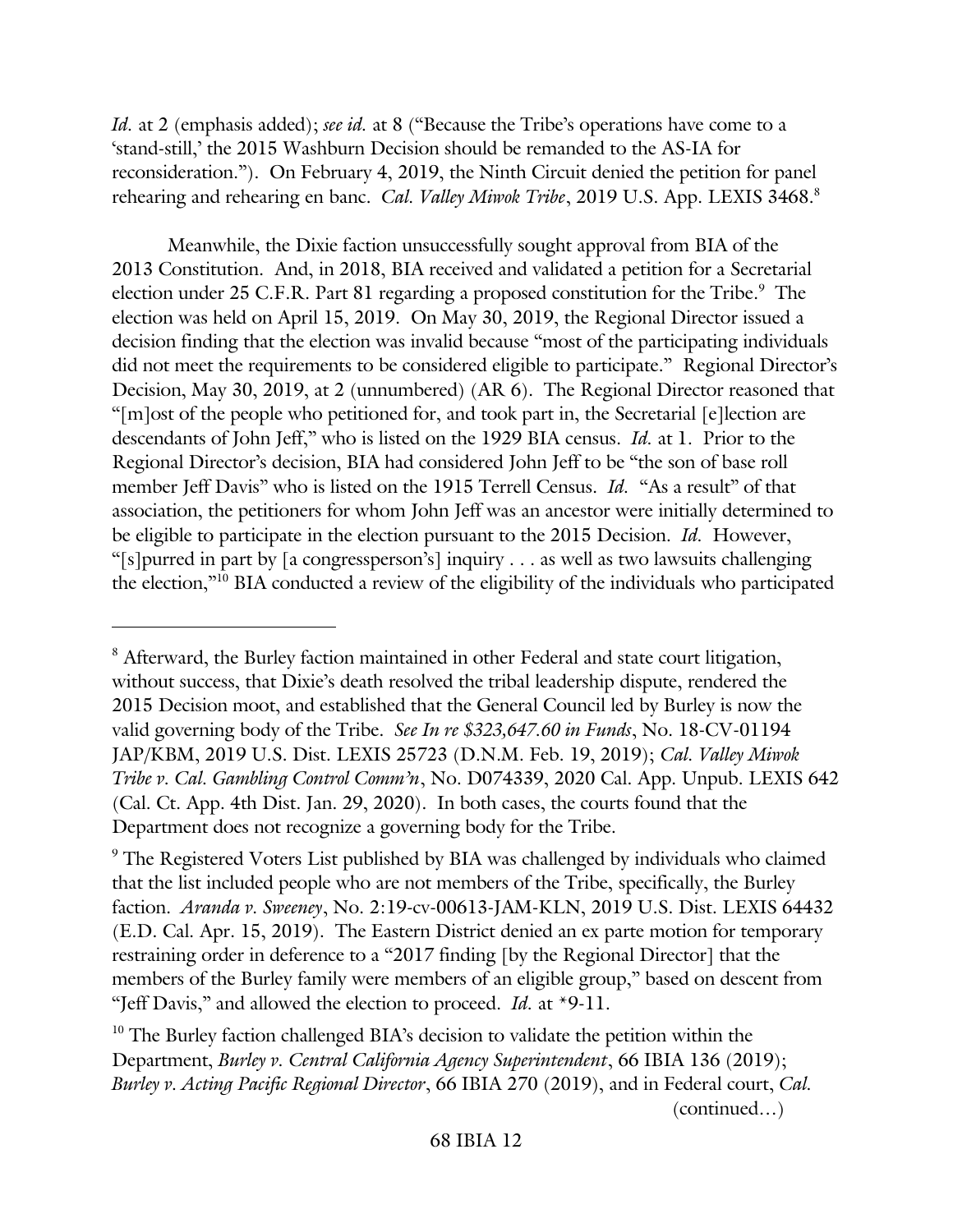*Id.* at 2 (emphasis added); *see id.* at 8 ("Because the Tribe's operations have come to a 'stand-still,' the 2015 Washburn Decision should be remanded to the AS-IA for reconsideration."). On February 4, 2019, the Ninth Circuit denied the petition for panel rehearing and rehearing en banc. *Cal. Valley Miwok Tribe*, 2019 U.S. App. LEXIS 3468.[8]

Meanwhile, the Dixie faction unsuccessfully sought approval from BIA of the 2013 Constitution. And, in 2018, BIA received and validated a petition for a Secretarial election under 25 C.F.R. Part 81 regarding a proposed constitution for the Tribe.[9] The election was held on April 15, 2019. On May 30, 2019, the Regional Director issued a decision finding that the election was invalid because "most of the participating individuals did not meet the requirements to be considered eligible to participate." Regional Director's Decision, May 30, 2019, at 2 (unnumbered) (AR 6). The Regional Director reasoned that "[m]ost of the people who petitioned for, and took part in, the Secretarial [e]lection are descendants of John Jeff," who is listed on the 1929 BIA census. *Id.* at 1. Prior to the Regional Director's decision, BIA had considered John Jeff to be "the son of base roll member Jeff Davis" who is listed on the 1915 Terrell Census. *Id.* "As a result" of that association, the petitioners for whom John Jeff was an ancestor were initially determined to be eligible to participate in the election pursuant to the 2015 Decision. *Id.* However, "[s]purred in part by [a congressperson's] inquiry . . . as well as two lawsuits challenging the election,"[10] BIA conducted a review of the eligibility of the individuals who participated

---

[8] Afterward, the Burley faction maintained in other Federal and state court litigation, without success, that Dixie's death resolved the tribal leadership dispute, rendered the 2015 Decision moot, and established that the General Council led by Burley is now the valid governing body of the Tribe. *See In re $323,647.60 in Funds*, No. 18-CV-01194 JAP/KBM, 2019 U.S. Dist. LEXIS 25723 (D.N.M. Feb. 19, 2019); *Cal. Valley Miwok Tribe v. Cal. Gambling Control Comm'n*, No. D074339, 2020 Cal. App. Unpub. LEXIS 642 (Cal. Ct. App. 4th Dist. Jan. 29, 2020). In both cases, the courts found that the Department does not recognize a governing body for the Tribe.

[9] The Registered Voters List published by BIA was challenged by individuals who claimed that the list included people who are not members of the Tribe, specifically, the Burley faction. *Aranda v. Sweeney*, No. 2:19-cv-00613-JAM-KLN, 2019 U.S. Dist. LEXIS 64432 (E.D. Cal. Apr. 15, 2019). The Eastern District denied an ex parte motion for temporary restraining order in deference to a "2017 finding [by the Regional Director] that the members of the Burley family were members of an eligible group," based on descent from "Jeff Davis," and allowed the election to proceed. *Id.* at *9-11.

[10] The Burley faction challenged BIA's decision to validate the petition within the Department, *Burley v. Central California Agency Superintendent*, 66 IBIA 136 (2019); *Burley v. Acting Pacific Regional Director*, 66 IBIA 270 (2019), and in Federal court, *Cal.*

(continued…)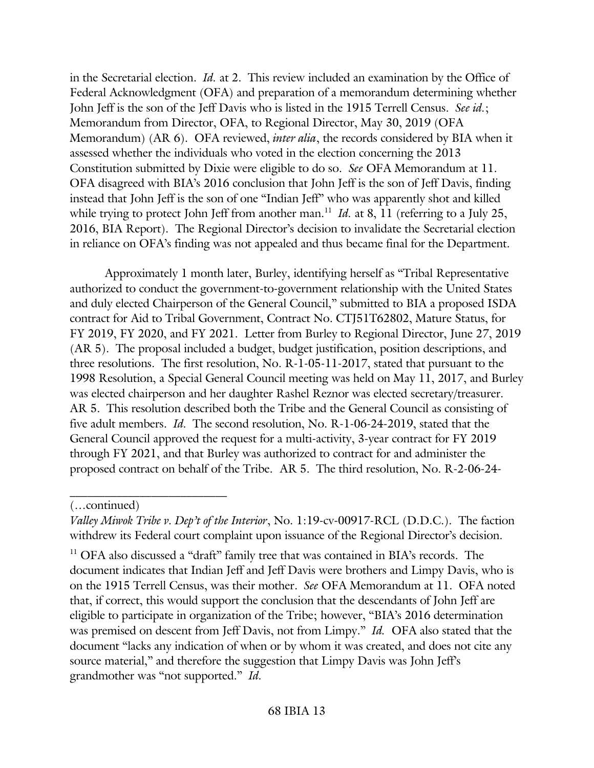in the Secretarial election. *Id.* at 2. This review included an examination by the Office of Federal Acknowledgment (OFA) and preparation of a memorandum determining whether John Jeff is the son of the Jeff Davis who is listed in the 1915 Terrell Census. *See id.*; Memorandum from Director, OFA, to Regional Director, May 30, 2019 (OFA Memorandum) (AR 6). OFA reviewed, *inter alia*, the records considered by BIA when it assessed whether the individuals who voted in the election concerning the 2013 Constitution submitted by Dixie were eligible to do so. *See* OFA Memorandum at 11. OFA disagreed with BIA's 2016 conclusion that John Jeff is the son of Jeff Davis, finding instead that John Jeff is the son of one "Indian Jeff" who was apparently shot and killed while trying to protect John Jeff from another man.[11] *Id.* at 8, 11 (referring to a July 25, 2016, BIA Report). The Regional Director's decision to invalidate the Secretarial election in reliance on OFA's finding was not appealed and thus became final for the Department.

Approximately 1 month later, Burley, identifying herself as "Tribal Representative authorized to conduct the government-to-government relationship with the United States and duly elected Chairperson of the General Council," submitted to BIA a proposed ISDA contract for Aid to Tribal Government, Contract No. CTJ51T62802, Mature Status, for FY 2019, FY 2020, and FY 2021. Letter from Burley to Regional Director, June 27, 2019 (AR 5). The proposal included a budget, budget justification, position descriptions, and three resolutions. The first resolution, No. R-1-05-11-2017, stated that pursuant to the 1998 Resolution, a Special General Council meeting was held on May 11, 2017, and Burley was elected chairperson and her daughter Rashel Reznor was elected secretary/treasurer. AR 5. This resolution described both the Tribe and the General Council as consisting of five adult members. *Id.* The second resolution, No. R-1-06-24-2019, stated that the General Council approved the request for a multi-activity, 3-year contract for FY 2019 through FY 2021, and that Burley was authorized to contract for and administer the proposed contract on behalf of the Tribe. AR 5. The third resolution, No. R-2-06-24-

---

(…continued)

*Valley Miwok Tribe v. Dep't of the Interior*, No. 1:19-cv-00917-RCL (D.D.C.). The faction withdrew its Federal court complaint upon issuance of the Regional Director's decision.

[11] OFA also discussed a "draft" family tree that was contained in BIA's records. The document indicates that Indian Jeff and Jeff Davis were brothers and Limpy Davis, who is on the 1915 Terrell Census, was their mother. *See* OFA Memorandum at 11. OFA noted that, if correct, this would support the conclusion that the descendants of John Jeff are eligible to participate in organization of the Tribe; however, "BIA's 2016 determination was premised on descent from Jeff Davis, not from Limpy." *Id.* OFA also stated that the document "lacks any indication of when or by whom it was created, and does not cite any source material," and therefore the suggestion that Limpy Davis was John Jeff's grandmother was "not supported." *Id.*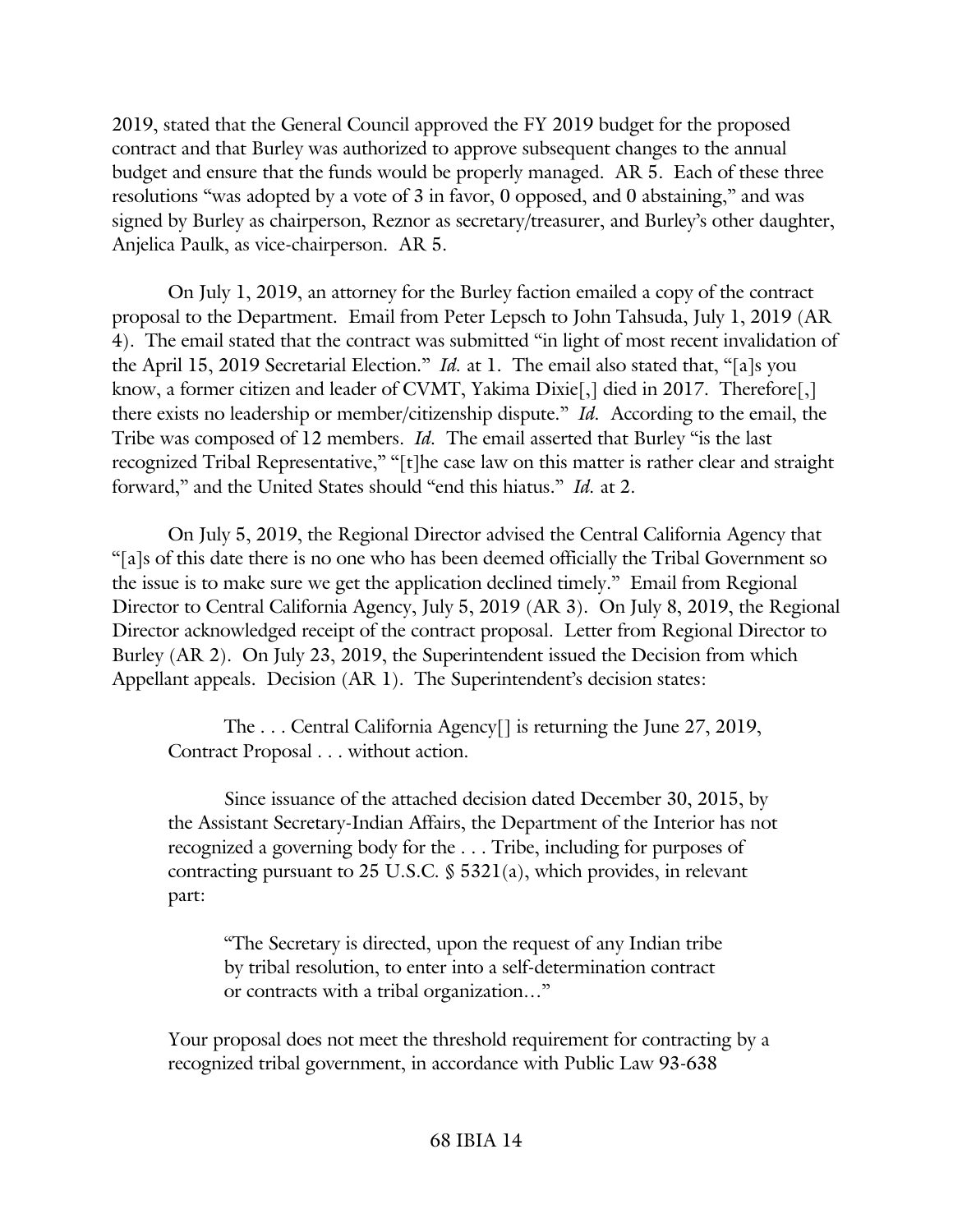2019, stated that the General Council approved the FY 2019 budget for the proposed contract and that Burley was authorized to approve subsequent changes to the annual budget and ensure that the funds would be properly managed. AR 5. Each of these three resolutions "was adopted by a vote of 3 in favor, 0 opposed, and 0 abstaining," and was signed by Burley as chairperson, Reznor as secretary/treasurer, and Burley's other daughter, Anjelica Paulk, as vice-chairperson. AR 5.

On July 1, 2019, an attorney for the Burley faction emailed a copy of the contract proposal to the Department. Email from Peter Lepsch to John Tahsuda, July 1, 2019 (AR 4). The email stated that the contract was submitted "in light of most recent invalidation of the April 15, 2019 Secretarial Election." *Id.* at 1. The email also stated that, "[a]s you know, a former citizen and leader of CVMT, Yakima Dixie[,] died in 2017. Therefore[,] there exists no leadership or member/citizenship dispute." *Id.* According to the email, the Tribe was composed of 12 members. *Id.* The email asserted that Burley "is the last recognized Tribal Representative," "[t]he case law on this matter is rather clear and straight forward," and the United States should "end this hiatus." *Id.* at 2.

On July 5, 2019, the Regional Director advised the Central California Agency that "[a]s of this date there is no one who has been deemed officially the Tribal Government so the issue is to make sure we get the application declined timely." Email from Regional Director to Central California Agency, July 5, 2019 (AR 3). On July 8, 2019, the Regional Director acknowledged receipt of the contract proposal. Letter from Regional Director to Burley (AR 2). On July 23, 2019, the Superintendent issued the Decision from which Appellant appeals. Decision (AR 1). The Superintendent's decision states:

> The . . . Central California Agency[] is returning the June 27, 2019, Contract Proposal . . . without action.
>
> Since issuance of the attached decision dated December 30, 2015, by the Assistant Secretary-Indian Affairs, the Department of the Interior has not recognized a governing body for the . . . Tribe, including for purposes of contracting pursuant to 25 U.S.C. § 5321(a), which provides, in relevant part:
>
> > "The Secretary is directed, upon the request of any Indian tribe by tribal resolution, to enter into a self-determination contract or contracts with a tribal organization…"
>
> Your proposal does not meet the threshold requirement for contracting by a recognized tribal government, in accordance with Public Law 93-638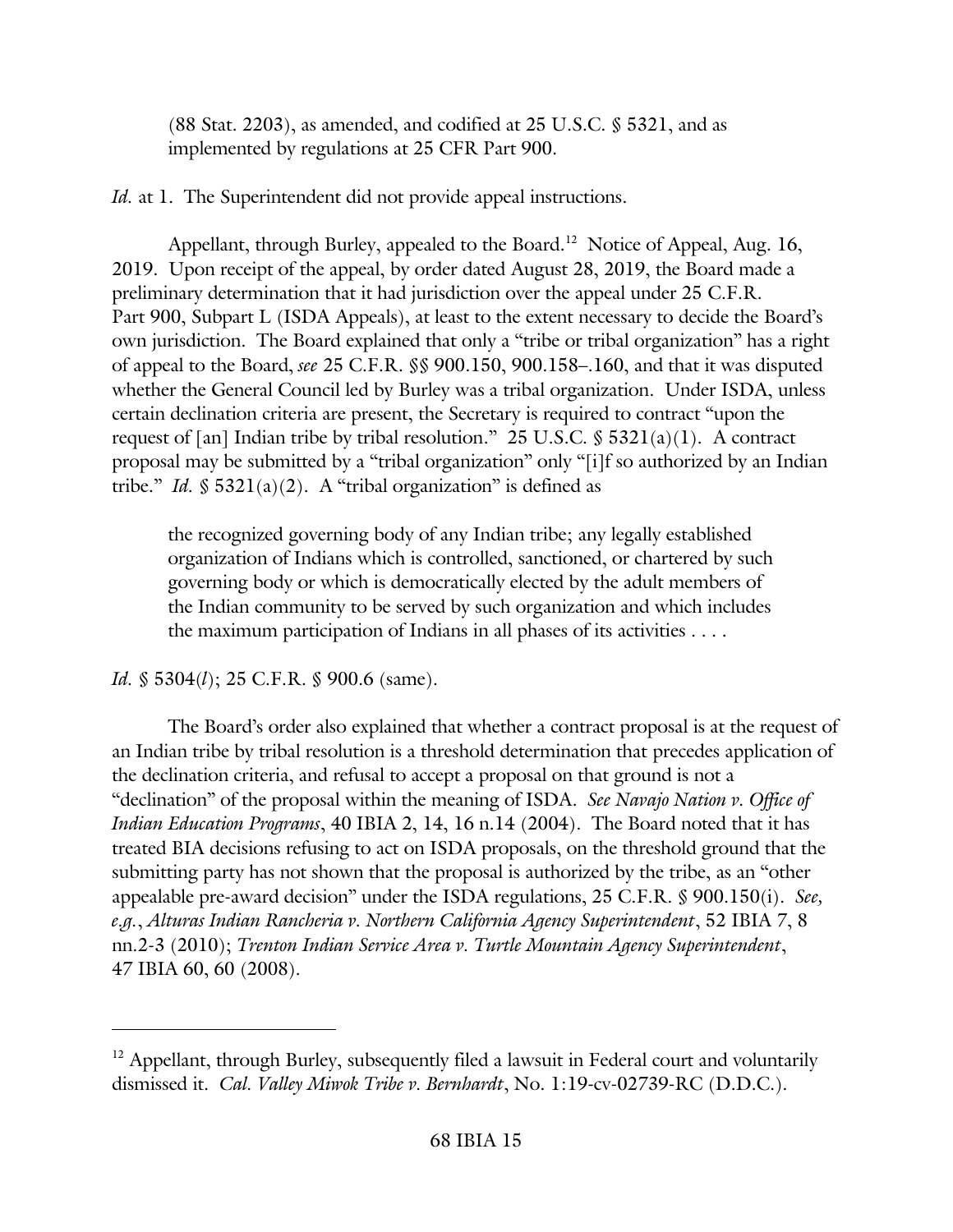(88 Stat. 2203), as amended, and codified at 25 U.S.C. § 5321, and as implemented by regulations at 25 CFR Part 900.

*Id.* at 1. The Superintendent did not provide appeal instructions.

Appellant, through Burley, appealed to the Board.[12] Notice of Appeal, Aug. 16, 2019. Upon receipt of the appeal, by order dated August 28, 2019, the Board made a preliminary determination that it had jurisdiction over the appeal under 25 C.F.R. Part 900, Subpart L (ISDA Appeals), at least to the extent necessary to decide the Board's own jurisdiction. The Board explained that only a "tribe or tribal organization" has a right of appeal to the Board, *see* 25 C.F.R. §§ 900.150, 900.158–.160, and that it was disputed whether the General Council led by Burley was a tribal organization. Under ISDA, unless certain declination criteria are present, the Secretary is required to contract "upon the request of [an] Indian tribe by tribal resolution." 25 U.S.C. § 5321(a)(1). A contract proposal may be submitted by a "tribal organization" only "[i]f so authorized by an Indian tribe." *Id.* § 5321(a)(2). A "tribal organization" is defined as

> the recognized governing body of any Indian tribe; any legally established organization of Indians which is controlled, sanctioned, or chartered by such governing body or which is democratically elected by the adult members of the Indian community to be served by such organization and which includes the maximum participation of Indians in all phases of its activities . . . .

*Id.* § 5304(*l*); 25 C.F.R. § 900.6 (same).

The Board's order also explained that whether a contract proposal is at the request of an Indian tribe by tribal resolution is a threshold determination that precedes application of the declination criteria, and refusal to accept a proposal on that ground is not a "declination" of the proposal within the meaning of ISDA. *See Navajo Nation v. Office of Indian Education Programs*, 40 IBIA 2, 14, 16 n.14 (2004). The Board noted that it has treated BIA decisions refusing to act on ISDA proposals, on the threshold ground that the submitting party has not shown that the proposal is authorized by the tribe, as an "other appealable pre-award decision" under the ISDA regulations, 25 C.F.R. § 900.150(i). *See, e.g.*, *Alturas Indian Rancheria v. Northern California Agency Superintendent*, 52 IBIA 7, 8 nn.2-3 (2010); *Trenton Indian Service Area v. Turtle Mountain Agency Superintendent*, 47 IBIA 60, 60 (2008).

---

[12] Appellant, through Burley, subsequently filed a lawsuit in Federal court and voluntarily dismissed it. *Cal. Valley Miwok Tribe v. Bernhardt*, No. 1:19-cv-02739-RC (D.D.C.).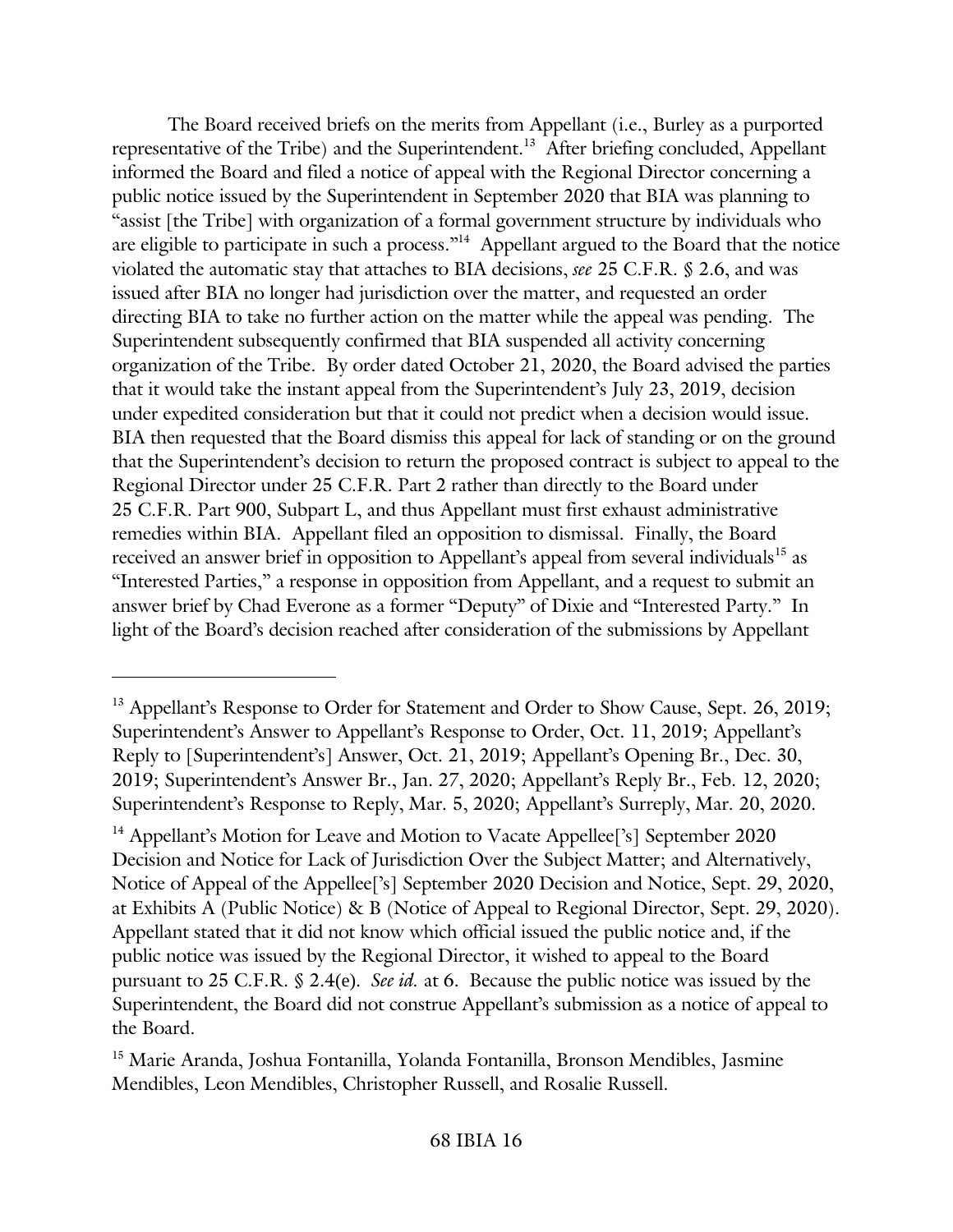The Board received briefs on the merits from Appellant (i.e., Burley as a purported representative of the Tribe) and the Superintendent.[13] After briefing concluded, Appellant informed the Board and filed a notice of appeal with the Regional Director concerning a public notice issued by the Superintendent in September 2020 that BIA was planning to "assist [the Tribe] with organization of a formal government structure by individuals who are eligible to participate in such a process."[14] Appellant argued to the Board that the notice violated the automatic stay that attaches to BIA decisions, *see* 25 C.F.R. § 2.6, and was issued after BIA no longer had jurisdiction over the matter, and requested an order directing BIA to take no further action on the matter while the appeal was pending. The Superintendent subsequently confirmed that BIA suspended all activity concerning organization of the Tribe. By order dated October 21, 2020, the Board advised the parties that it would take the instant appeal from the Superintendent's July 23, 2019, decision under expedited consideration but that it could not predict when a decision would issue. BIA then requested that the Board dismiss this appeal for lack of standing or on the ground that the Superintendent's decision to return the proposed contract is subject to appeal to the Regional Director under 25 C.F.R. Part 2 rather than directly to the Board under 25 C.F.R. Part 900, Subpart L, and thus Appellant must first exhaust administrative remedies within BIA. Appellant filed an opposition to dismissal. Finally, the Board received an answer brief in opposition to Appellant's appeal from several individuals[15] as "Interested Parties," a response in opposition from Appellant, and a request to submit an answer brief by Chad Everone as a former "Deputy" of Dixie and "Interested Party." In light of the Board's decision reached after consideration of the submissions by Appellant

---

[13] Appellant's Response to Order for Statement and Order to Show Cause, Sept. 26, 2019; Superintendent's Answer to Appellant's Response to Order, Oct. 11, 2019; Appellant's Reply to [Superintendent's] Answer, Oct. 21, 2019; Appellant's Opening Br., Dec. 30, 2019; Superintendent's Answer Br., Jan. 27, 2020; Appellant's Reply Br., Feb. 12, 2020; Superintendent's Response to Reply, Mar. 5, 2020; Appellant's Surreply, Mar. 20, 2020.

[14] Appellant's Motion for Leave and Motion to Vacate Appellee['s] September 2020 Decision and Notice for Lack of Jurisdiction Over the Subject Matter; and Alternatively, Notice of Appeal of the Appellee['s] September 2020 Decision and Notice, Sept. 29, 2020, at Exhibits A (Public Notice) & B (Notice of Appeal to Regional Director, Sept. 29, 2020). Appellant stated that it did not know which official issued the public notice and, if the public notice was issued by the Regional Director, it wished to appeal to the Board pursuant to 25 C.F.R. § 2.4(e). *See id.* at 6. Because the public notice was issued by the Superintendent, the Board did not construe Appellant's submission as a notice of appeal to the Board.

[15] Marie Aranda, Joshua Fontanilla, Yolanda Fontanilla, Bronson Mendibles, Jasmine Mendibles, Leon Mendibles, Christopher Russell, and Rosalie Russell.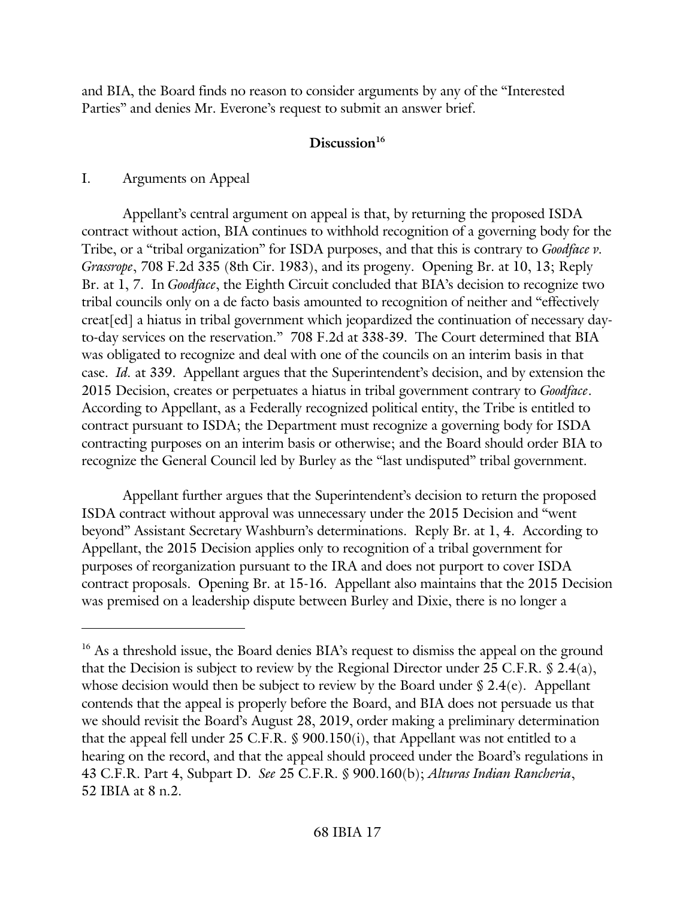and BIA, the Board finds no reason to consider arguments by any of the "Interested Parties" and denies Mr. Everone's request to submit an answer brief.

## Discussion[16]

I. Arguments on Appeal

Appellant's central argument on appeal is that, by returning the proposed ISDA contract without action, BIA continues to withhold recognition of a governing body for the Tribe, or a "tribal organization" for ISDA purposes, and that this is contrary to *Goodface v. Grassrope*, 708 F.2d 335 (8th Cir. 1983), and its progeny. Opening Br. at 10, 13; Reply Br. at 1, 7. In *Goodface*, the Eighth Circuit concluded that BIA's decision to recognize two tribal councils only on a de facto basis amounted to recognition of neither and "effectively creat[ed] a hiatus in tribal government which jeopardized the continuation of necessary day-to-day services on the reservation." 708 F.2d at 338-39. The Court determined that BIA was obligated to recognize and deal with one of the councils on an interim basis in that case. *Id.* at 339. Appellant argues that the Superintendent's decision, and by extension the 2015 Decision, creates or perpetuates a hiatus in tribal government contrary to *Goodface*. According to Appellant, as a Federally recognized political entity, the Tribe is entitled to contract pursuant to ISDA; the Department must recognize a governing body for ISDA contracting purposes on an interim basis or otherwise; and the Board should order BIA to recognize the General Council led by Burley as the "last undisputed" tribal government.

Appellant further argues that the Superintendent's decision to return the proposed ISDA contract without approval was unnecessary under the 2015 Decision and "went beyond" Assistant Secretary Washburn's determinations. Reply Br. at 1, 4. According to Appellant, the 2015 Decision applies only to recognition of a tribal government for purposes of reorganization pursuant to the IRA and does not purport to cover ISDA contract proposals. Opening Br. at 15-16. Appellant also maintains that the 2015 Decision was premised on a leadership dispute between Burley and Dixie, there is no longer a

---

[16] As a threshold issue, the Board denies BIA's request to dismiss the appeal on the ground that the Decision is subject to review by the Regional Director under 25 C.F.R. § 2.4(a), whose decision would then be subject to review by the Board under § 2.4(e). Appellant contends that the appeal is properly before the Board, and BIA does not persuade us that we should revisit the Board's August 28, 2019, order making a preliminary determination that the appeal fell under 25 C.F.R. § 900.150(i), that Appellant was not entitled to a hearing on the record, and that the appeal should proceed under the Board's regulations in 43 C.F.R. Part 4, Subpart D. *See* 25 C.F.R. § 900.160(b); *Alturas Indian Rancheria*, 52 IBIA at 8 n.2.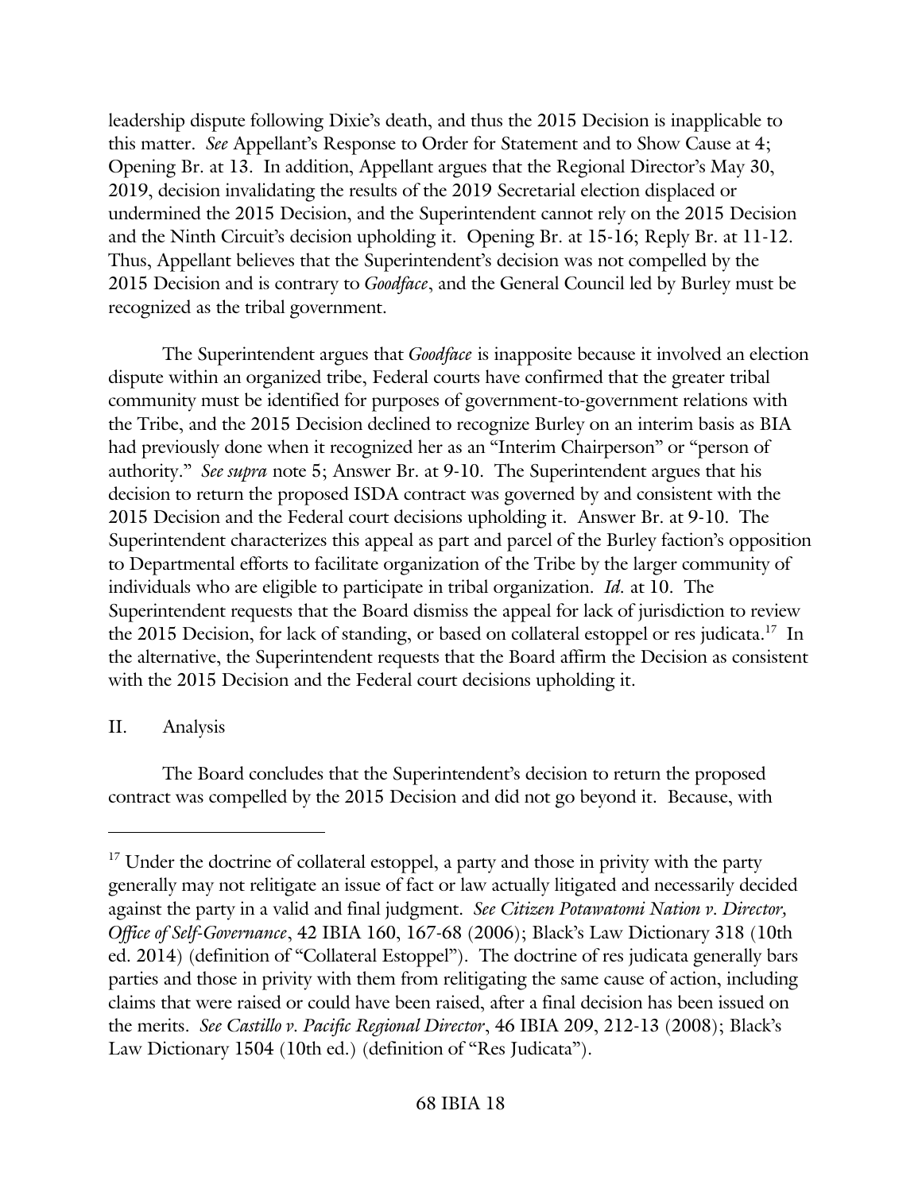leadership dispute following Dixie's death, and thus the 2015 Decision is inapplicable to this matter. *See* Appellant's Response to Order for Statement and to Show Cause at 4; Opening Br. at 13. In addition, Appellant argues that the Regional Director's May 30, 2019, decision invalidating the results of the 2019 Secretarial election displaced or undermined the 2015 Decision, and the Superintendent cannot rely on the 2015 Decision and the Ninth Circuit's decision upholding it. Opening Br. at 15-16; Reply Br. at 11-12. Thus, Appellant believes that the Superintendent's decision was not compelled by the 2015 Decision and is contrary to *Goodface*, and the General Council led by Burley must be recognized as the tribal government.

The Superintendent argues that *Goodface* is inapposite because it involved an election dispute within an organized tribe, Federal courts have confirmed that the greater tribal community must be identified for purposes of government-to-government relations with the Tribe, and the 2015 Decision declined to recognize Burley on an interim basis as BIA had previously done when it recognized her as an "Interim Chairperson" or "person of authority." *See supra* note 5; Answer Br. at 9-10. The Superintendent argues that his decision to return the proposed ISDA contract was governed by and consistent with the 2015 Decision and the Federal court decisions upholding it. Answer Br. at 9-10. The Superintendent characterizes this appeal as part and parcel of the Burley faction's opposition to Departmental efforts to facilitate organization of the Tribe by the larger community of individuals who are eligible to participate in tribal organization. *Id.* at 10. The Superintendent requests that the Board dismiss the appeal for lack of jurisdiction to review the 2015 Decision, for lack of standing, or based on collateral estoppel or res judicata.[17] In the alternative, the Superintendent requests that the Board affirm the Decision as consistent with the 2015 Decision and the Federal court decisions upholding it.

## II. Analysis

The Board concludes that the Superintendent's decision to return the proposed contract was compelled by the 2015 Decision and did not go beyond it. Because, with

---

[17] Under the doctrine of collateral estoppel, a party and those in privity with the party generally may not relitigate an issue of fact or law actually litigated and necessarily decided against the party in a valid and final judgment. *See Citizen Potawatomi Nation v. Director, Office of Self-Governance*, 42 IBIA 160, 167-68 (2006); Black's Law Dictionary 318 (10th ed. 2014) (definition of "Collateral Estoppel"). The doctrine of res judicata generally bars parties and those in privity with them from relitigating the same cause of action, including claims that were raised or could have been raised, after a final decision has been issued on the merits. *See Castillo v. Pacific Regional Director*, 46 IBIA 209, 212-13 (2008); Black's Law Dictionary 1504 (10th ed.) (definition of "Res Judicata").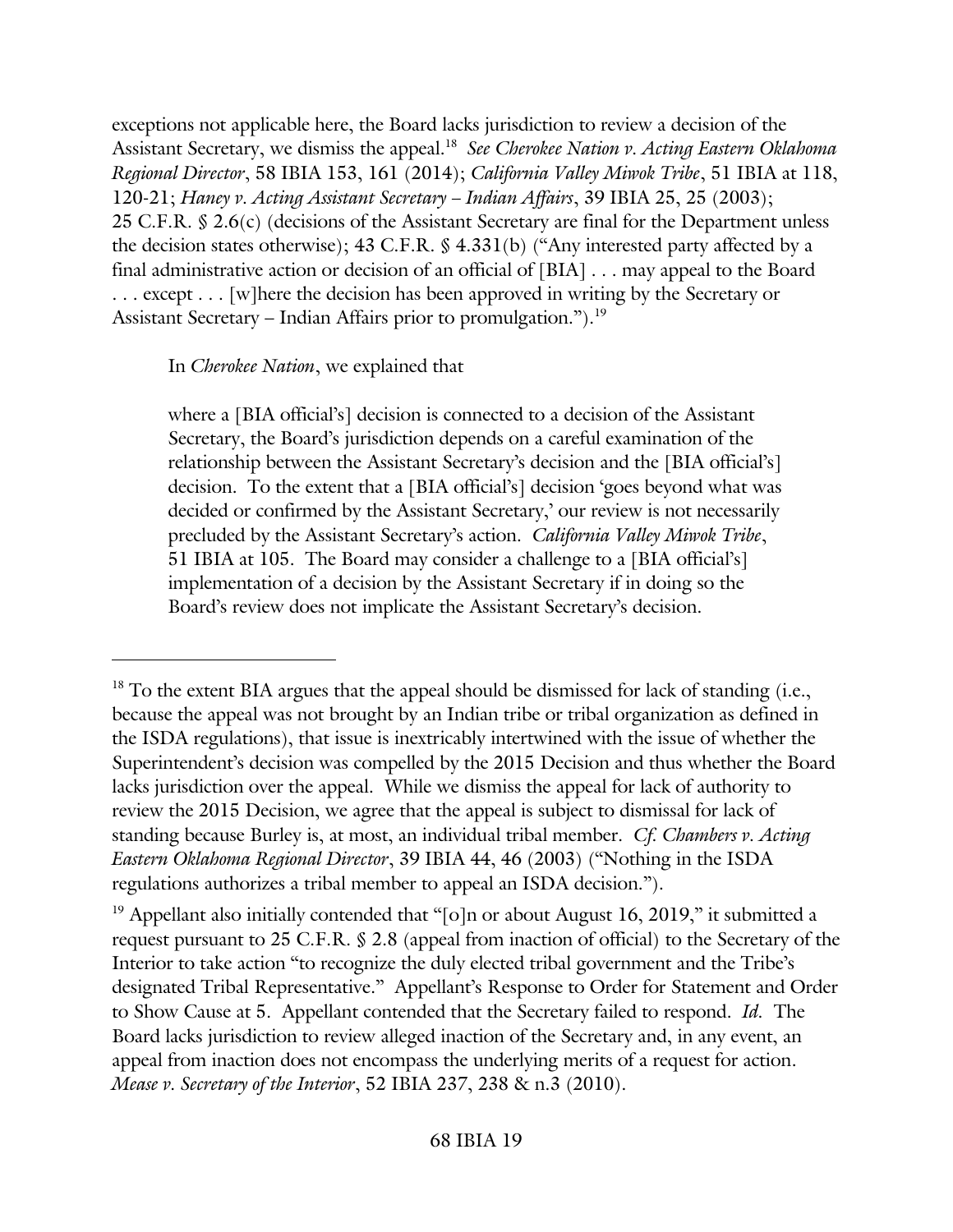exceptions not applicable here, the Board lacks jurisdiction to review a decision of the Assistant Secretary, we dismiss the appeal.[18] *See Cherokee Nation v. Acting Eastern Oklahoma Regional Director*, 58 IBIA 153, 161 (2014); *California Valley Miwok Tribe*, 51 IBIA at 118, 120-21; *Haney v. Acting Assistant Secretary – Indian Affairs*, 39 IBIA 25, 25 (2003); 25 C.F.R. § 2.6(c) (decisions of the Assistant Secretary are final for the Department unless the decision states otherwise); 43 C.F.R. § 4.331(b) ("Any interested party affected by a final administrative action or decision of an official of [BIA] . . . may appeal to the Board . . . except . . . [w]here the decision has been approved in writing by the Secretary or Assistant Secretary – Indian Affairs prior to promulgation.").[19]

In *Cherokee Nation*, we explained that

> where a [BIA official's] decision is connected to a decision of the Assistant Secretary, the Board's jurisdiction depends on a careful examination of the relationship between the Assistant Secretary's decision and the [BIA official's] decision. To the extent that a [BIA official's] decision 'goes beyond what was decided or confirmed by the Assistant Secretary,' our review is not necessarily precluded by the Assistant Secretary's action. *California Valley Miwok Tribe*, 51 IBIA at 105. The Board may consider a challenge to a [BIA official's] implementation of a decision by the Assistant Secretary if in doing so the Board's review does not implicate the Assistant Secretary's decision.

---

[18] To the extent BIA argues that the appeal should be dismissed for lack of standing (i.e., because the appeal was not brought by an Indian tribe or tribal organization as defined in the ISDA regulations), that issue is inextricably intertwined with the issue of whether the Superintendent's decision was compelled by the 2015 Decision and thus whether the Board lacks jurisdiction over the appeal. While we dismiss the appeal for lack of authority to review the 2015 Decision, we agree that the appeal is subject to dismissal for lack of standing because Burley is, at most, an individual tribal member. *Cf. Chambers v. Acting Eastern Oklahoma Regional Director*, 39 IBIA 44, 46 (2003) ("Nothing in the ISDA regulations authorizes a tribal member to appeal an ISDA decision.").

[19] Appellant also initially contended that "[o]n or about August 16, 2019," it submitted a request pursuant to 25 C.F.R. § 2.8 (appeal from inaction of official) to the Secretary of the Interior to take action "to recognize the duly elected tribal government and the Tribe's designated Tribal Representative." Appellant's Response to Order for Statement and Order to Show Cause at 5. Appellant contended that the Secretary failed to respond. *Id.* The Board lacks jurisdiction to review alleged inaction of the Secretary and, in any event, an appeal from inaction does not encompass the underlying merits of a request for action. *Mease v. Secretary of the Interior*, 52 IBIA 237, 238 & n.3 (2010).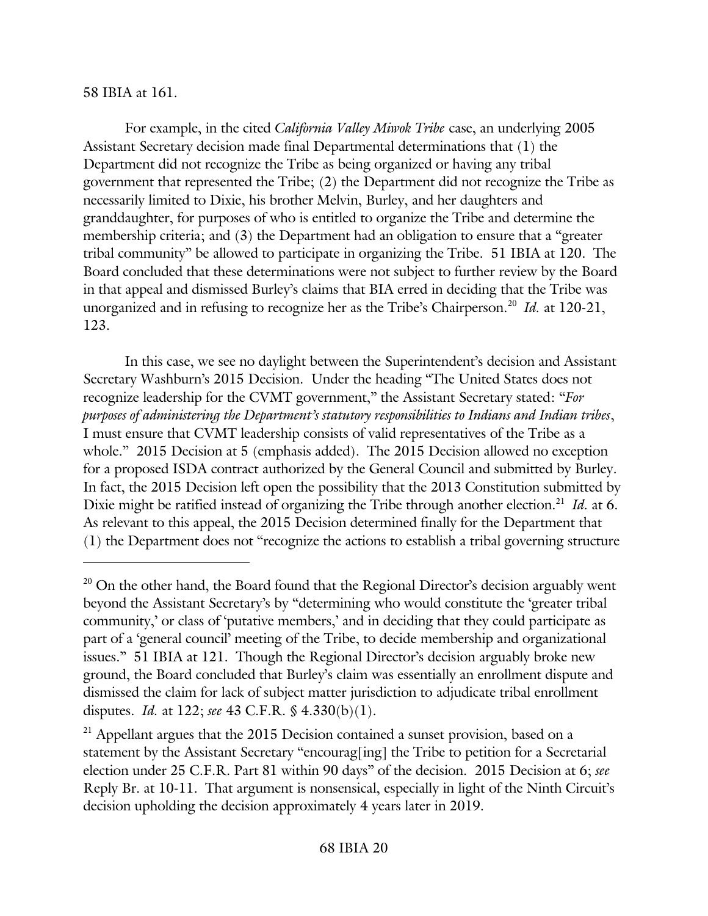58 IBIA at 161.

For example, in the cited *California Valley Miwok Tribe* case, an underlying 2005 Assistant Secretary decision made final Departmental determinations that (1) the Department did not recognize the Tribe as being organized or having any tribal government that represented the Tribe; (2) the Department did not recognize the Tribe as necessarily limited to Dixie, his brother Melvin, Burley, and her daughters and granddaughter, for purposes of who is entitled to organize the Tribe and determine the membership criteria; and (3) the Department had an obligation to ensure that a "greater tribal community" be allowed to participate in organizing the Tribe. 51 IBIA at 120. The Board concluded that these determinations were not subject to further review by the Board in that appeal and dismissed Burley's claims that BIA erred in deciding that the Tribe was unorganized and in refusing to recognize her as the Tribe's Chairperson.[20] *Id.* at 120-21, 123.

In this case, we see no daylight between the Superintendent's decision and Assistant Secretary Washburn's 2015 Decision. Under the heading "The United States does not recognize leadership for the CVMT government," the Assistant Secretary stated: "*For purposes of administering the Department's statutory responsibilities to Indians and Indian tribes*, I must ensure that CVMT leadership consists of valid representatives of the Tribe as a whole." 2015 Decision at 5 (emphasis added). The 2015 Decision allowed no exception for a proposed ISDA contract authorized by the General Council and submitted by Burley. In fact, the 2015 Decision left open the possibility that the 2013 Constitution submitted by Dixie might be ratified instead of organizing the Tribe through another election.[21] *Id.* at 6. As relevant to this appeal, the 2015 Decision determined finally for the Department that (1) the Department does not "recognize the actions to establish a tribal governing structure

---

[20] On the other hand, the Board found that the Regional Director's decision arguably went beyond the Assistant Secretary's by "determining who would constitute the 'greater tribal community,' or class of 'putative members,' and in deciding that they could participate as part of a 'general council' meeting of the Tribe, to decide membership and organizational issues." 51 IBIA at 121. Though the Regional Director's decision arguably broke new ground, the Board concluded that Burley's claim was essentially an enrollment dispute and dismissed the claim for lack of subject matter jurisdiction to adjudicate tribal enrollment disputes. *Id.* at 122; *see* 43 C.F.R. § 4.330(b)(1).

[21] Appellant argues that the 2015 Decision contained a sunset provision, based on a statement by the Assistant Secretary "encourag[ing] the Tribe to petition for a Secretarial election under 25 C.F.R. Part 81 within 90 days" of the decision. 2015 Decision at 6; *see* Reply Br. at 10-11. That argument is nonsensical, especially in light of the Ninth Circuit's decision upholding the decision approximately 4 years later in 2019.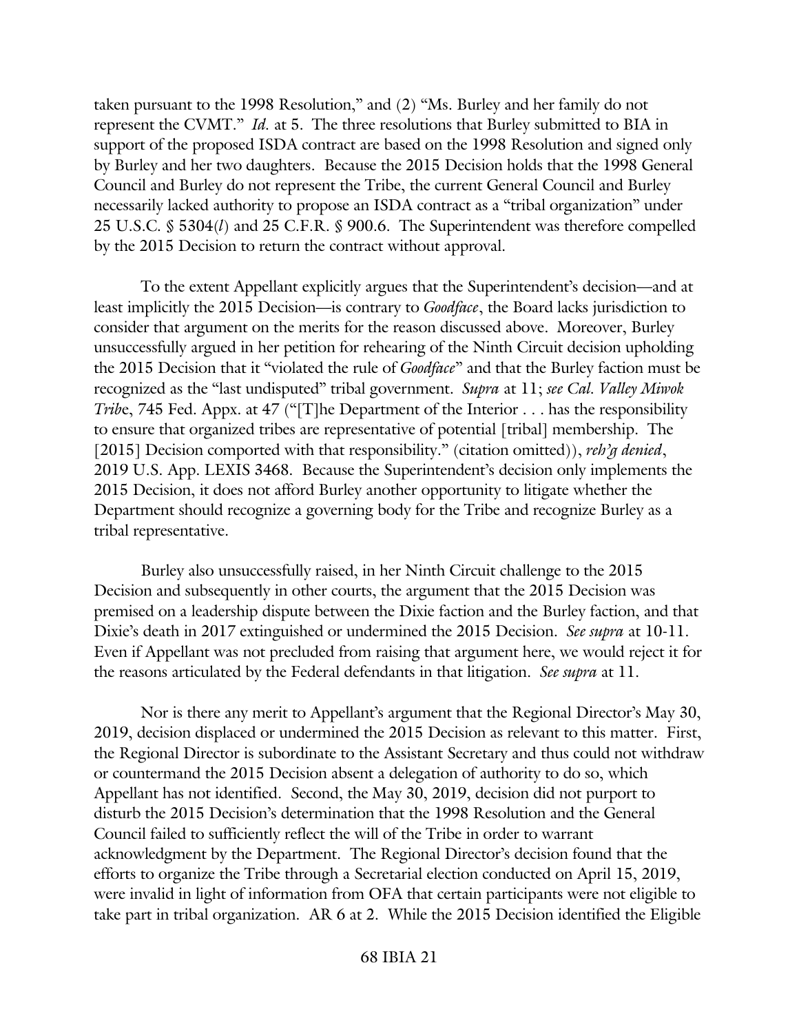taken pursuant to the 1998 Resolution," and (2) "Ms. Burley and her family do not represent the CVMT." *Id.* at 5. The three resolutions that Burley submitted to BIA in support of the proposed ISDA contract are based on the 1998 Resolution and signed only by Burley and her two daughters. Because the 2015 Decision holds that the 1998 General Council and Burley do not represent the Tribe, the current General Council and Burley necessarily lacked authority to propose an ISDA contract as a "tribal organization" under 25 U.S.C. § 5304(*l*) and 25 C.F.R. § 900.6. The Superintendent was therefore compelled by the 2015 Decision to return the contract without approval.

To the extent Appellant explicitly argues that the Superintendent's decision—and at least implicitly the 2015 Decision—is contrary to *Goodface*, the Board lacks jurisdiction to consider that argument on the merits for the reason discussed above. Moreover, Burley unsuccessfully argued in her petition for rehearing of the Ninth Circuit decision upholding the 2015 Decision that it "violated the rule of *Goodface*" and that the Burley faction must be recognized as the "last undisputed" tribal government. *Supra* at 11; *see Cal. Valley Miwok Tribe*, 745 Fed. Appx. at 47 ("[T]he Department of the Interior . . . has the responsibility to ensure that organized tribes are representative of potential [tribal] membership. The [2015] Decision comported with that responsibility." (citation omitted)), *reh'g denied*, 2019 U.S. App. LEXIS 3468. Because the Superintendent's decision only implements the 2015 Decision, it does not afford Burley another opportunity to litigate whether the Department should recognize a governing body for the Tribe and recognize Burley as a tribal representative.

Burley also unsuccessfully raised, in her Ninth Circuit challenge to the 2015 Decision and subsequently in other courts, the argument that the 2015 Decision was premised on a leadership dispute between the Dixie faction and the Burley faction, and that Dixie's death in 2017 extinguished or undermined the 2015 Decision. *See supra* at 10-11. Even if Appellant was not precluded from raising that argument here, we would reject it for the reasons articulated by the Federal defendants in that litigation. *See supra* at 11.

Nor is there any merit to Appellant's argument that the Regional Director's May 30, 2019, decision displaced or undermined the 2015 Decision as relevant to this matter. First, the Regional Director is subordinate to the Assistant Secretary and thus could not withdraw or countermand the 2015 Decision absent a delegation of authority to do so, which Appellant has not identified. Second, the May 30, 2019, decision did not purport to disturb the 2015 Decision's determination that the 1998 Resolution and the General Council failed to sufficiently reflect the will of the Tribe in order to warrant acknowledgment by the Department. The Regional Director's decision found that the efforts to organize the Tribe through a Secretarial election conducted on April 15, 2019, were invalid in light of information from OFA that certain participants were not eligible to take part in tribal organization. AR 6 at 2. While the 2015 Decision identified the Eligible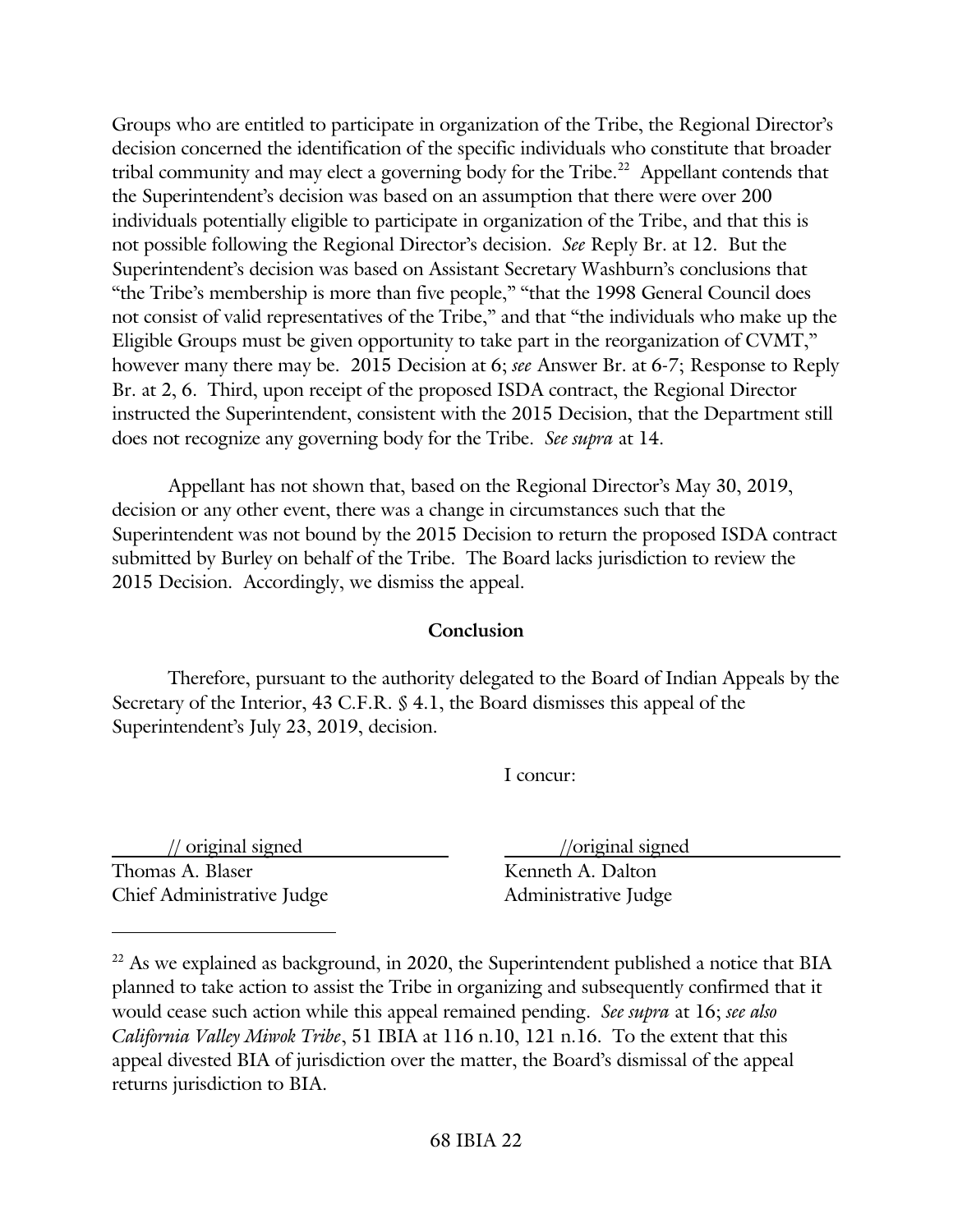Groups who are entitled to participate in organization of the Tribe, the Regional Director's decision concerned the identification of the specific individuals who constitute that broader tribal community and may elect a governing body for the Tribe.[22] Appellant contends that the Superintendent's decision was based on an assumption that there were over 200 individuals potentially eligible to participate in organization of the Tribe, and that this is not possible following the Regional Director's decision. *See* Reply Br. at 12. But the Superintendent's decision was based on Assistant Secretary Washburn's conclusions that "the Tribe's membership is more than five people," "that the 1998 General Council does not consist of valid representatives of the Tribe," and that "the individuals who make up the Eligible Groups must be given opportunity to take part in the reorganization of CVMT," however many there may be. 2015 Decision at 6; *see* Answer Br. at 6-7; Response to Reply Br. at 2, 6. Third, upon receipt of the proposed ISDA contract, the Regional Director instructed the Superintendent, consistent with the 2015 Decision, that the Department still does not recognize any governing body for the Tribe. *See supra* at 14.

Appellant has not shown that, based on the Regional Director's May 30, 2019, decision or any other event, there was a change in circumstances such that the Superintendent was not bound by the 2015 Decision to return the proposed ISDA contract submitted by Burley on behalf of the Tribe. The Board lacks jurisdiction to review the 2015 Decision. Accordingly, we dismiss the appeal.

## Conclusion

Therefore, pursuant to the authority delegated to the Board of Indian Appeals by the Secretary of the Interior, 43 C.F.R. § 4.1, the Board dismisses this appeal of the Superintendent's July 23, 2019, decision.

I concur:

// original signed
Thomas A. Blaser
Chief Administrative Judge

//original signed
Kenneth A. Dalton
Administrative Judge

[22] As we explained as background, in 2020, the Superintendent published a notice that BIA planned to take action to assist the Tribe in organizing and subsequently confirmed that it would cease such action while this appeal remained pending. *See supra* at 16; *see also California Valley Miwok Tribe*, 51 IBIA at 116 n.10, 121 n.16. To the extent that this appeal divested BIA of jurisdiction over the matter, the Board's dismissal of the appeal returns jurisdiction to BIA.